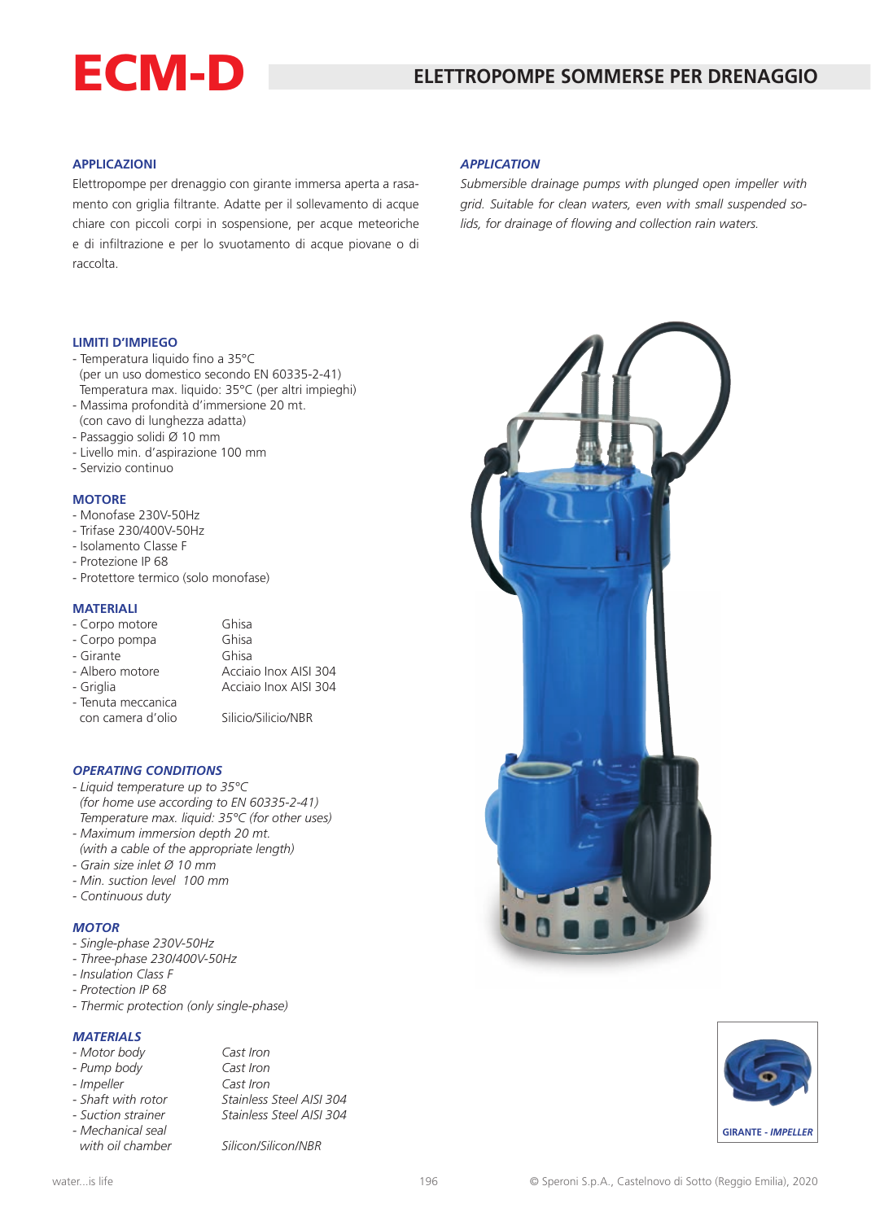# ECM-D

## ELETTROPOMPE SOMMERSE PER DRENAGGIO

### APPLICAZIONI

Elettropompe per drenaggio con girante immersa aperta a rasamento con griglia filtrante. Adatte per il sollevamento di acque chiare con piccoli corpi in sospensione, per acque meteoriche e di infiltrazione e per lo svuotamento di acque piovane o di raccolta.

### *APPLICATION*

*Submersible drainage pumps with plunged open impeller with grid. Suitable for clean waters, even with small suspended solids, for drainage of flowing and collection rain waters.*

### LIMITI D'IMPIEGO

- Temperatura liquido fino a 35°C (per un uso domestico secondo EN 60335-2-41) Temperatura max. liquido: 35°C (per altri impieghi)
- Massima profondità d'immersione 20 mt. (con cavo di lunghezza adatta)
- Passaggio solidi Ø 10 mm
- Livello min. d'aspirazione 100 mm
- Servizio continuo

### MOTORE

- Monofase 230V-50Hz
- Trifase 230/400V-50Hz
- Isolamento Classe F
- Protezione IP 68
- Protettore termico (solo monofase)

### MATERIALI

| | |
|---|---|
| - Corpo motore | Ghisa |
| - Corpo pompa | Ghisa |
| - Girante | Ghisa |
| - Albero motore | Acciaio Inox AISI 304 |
| - Griglia | Acciaio Inox AISI 304 |
| - Tenuta meccanica con camera d'olio | Silicio/Silicio/NBR |

### *OPERATING CONDITIONS*

- *Liquid temperature up to 35°C (for home use according to EN 60335-2-41) Temperature max. liquid: 35°C (for other uses)*
- *Maximum immersion depth 20 mt. (with a cable of the appropriate length)*
- *Grain size inlet Ø 10 mm*
- *Min. suction level 100 mm*
- *Continuous duty*

### *MOTOR*

- *Single-phase 230V-50Hz*
- *Three-phase 230/400V-50Hz*
- *Insulation Class F*
- *Protection IP 68*
- *Thermic protection (only single-phase)*

### *MATERIALS*

| | |
|---|---|
| *- Motor body* | *Cast Iron* |
| *- Pump body* | *Cast Iron* |
| *- Impeller* | *Cast Iron* |
| *- Shaft with rotor* | *Stainless Steel AISI 304* |
| *- Suction strainer* | *Stainless Steel AISI 304* |
| *- Mechanical seal with oil chamber* | *Silicon/Silicon/NBR* |

GIRANTE - *IMPELLER*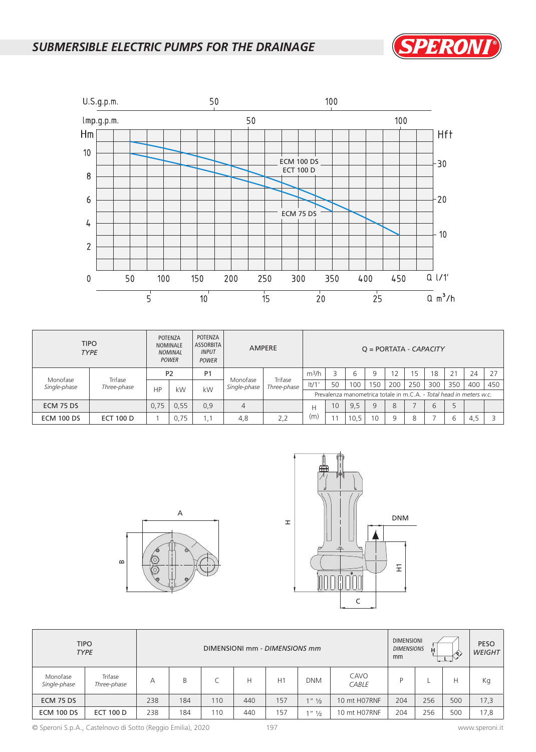## SUBMERSIBLE ELECTRIC PUMPS FOR THE DRAINAGE

U.S.g.p.m. 50 100

Imp.g.p.m. 50 100

Hm 10 8 6 4 2 0

Hft 30 20 10

ECM 100 DS
ECT 100 D

ECM 75 DS

Q l/1' 50 100 150 200 250 300 350 400 450

Q $m^3/h$ 5 10 15 20 25

| TIPO *TYPE* | | POTENZA NOMINALE *NOMINAL POWER* | | POTENZA ASSORBITA *INPUT POWER* | AMPERE | | Q = PORTATA - *CAPACITY* | | | | | | | | | |
|---|---|---|---|---|---|---|---|---|---|---|---|---|---|---|---|---|
| Monofase *Single-phase* | Trifase *Three-phase* | P2 | | P1 | Monofase *Single-phase* | Trifase *Three-phase* | $m^3/h$ | 3 | 6 | 9 | 12 | 15 | 18 | 21 | 24 | 27 |
| | | HP | kW | kW | | | lt/1' | 50 | 100 | 150 | 200 | 250 | 300 | 350 | 400 | 450 |
| | | | | | | | Prevalenza manometrica totale in m.C.A. - *Total head in meters w.c.* | | | | | | | | | |
| **ECM 75 DS** | | 0,75 | 0,55 | 0,9 | 4 | | H (m) | 10 | 9,5 | 9 | 8 | 7 | 6 | 5 | | |
| **ECM 100 DS** | **ECT 100 D** | 1 | 0,75 | 1,1 | 4,8 | 2,2 | | 11 | 10,5 | 10 | 9 | 8 | 7 | 6 | 4,5 | 3 |

A B H DNM H1 C

| TIPO *TYPE* | | DIMENSIONI mm - *DIMENSIONS mm* | | | | | | | DIMENSIONI *DIMENSIONS* mm | | | PESO *WEIGHT* |
|---|---|---|---|---|---|---|---|---|---|---|---|---|
| Monofase *Single-phase* | Trifase *Three-phase* | A | B | C | H | H1 | DNM | CAVO *CABLE* | P | L | H | Kg |
| **ECM 75 DS** | | 238 | 184 | 110 | 440 | 157 | 1" ½ | 10 mt H07RNF | 204 | 256 | 500 | 17,3 |
| **ECM 100 DS** | **ECT 100 D** | 238 | 184 | 110 | 440 | 157 | 1" ½ | 10 mt H07RNF | 204 | 256 | 500 | 17,8 |

© Speroni S.p.A., Castelnovo di Sotto (Reggio Emilia), 2020 www.speroni.it